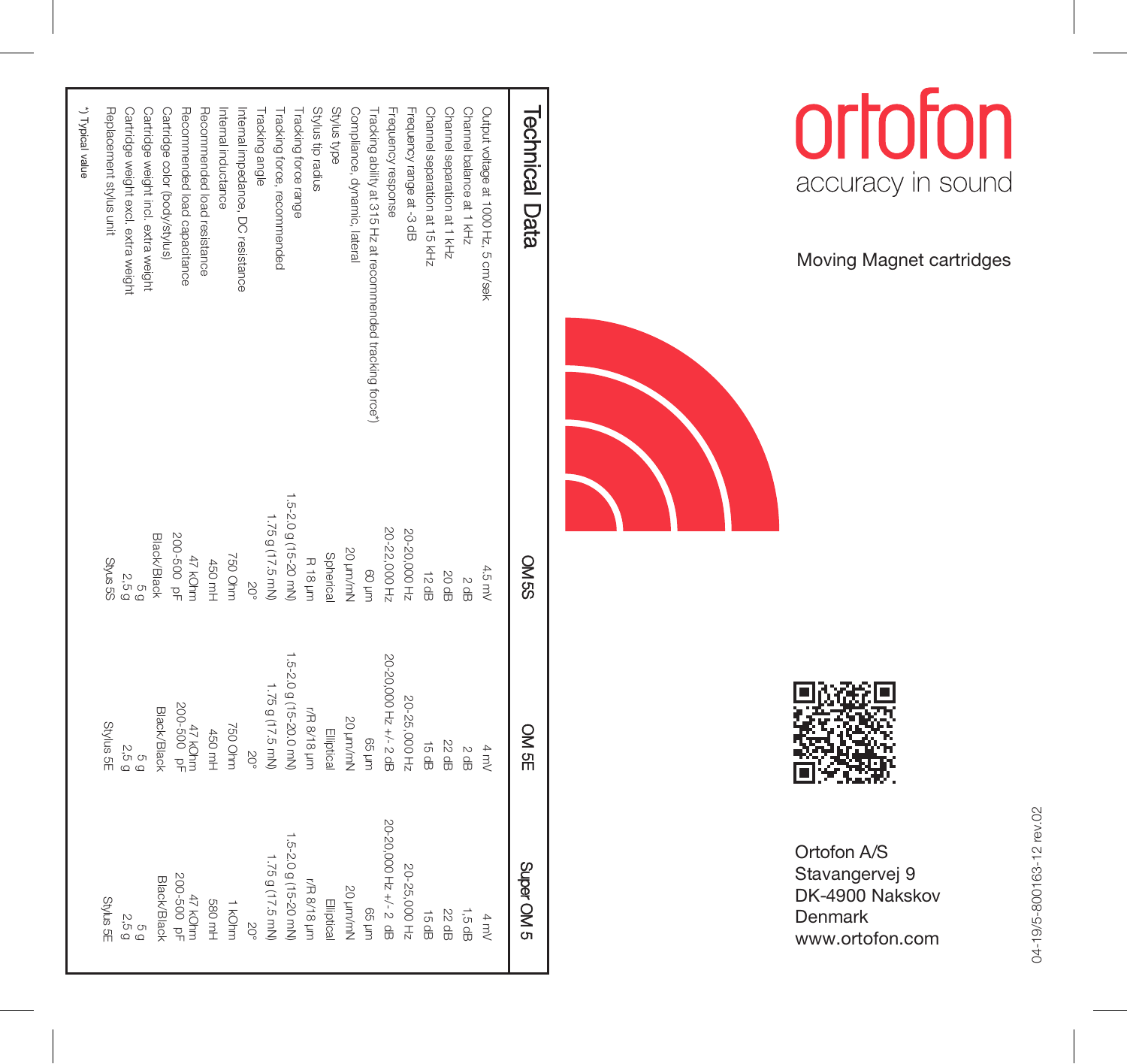# ortofon

accuracy in sound

Moving Magnet cartridges

## Technical Data

| | OM 5S | OM 5E | Super OM 5 |
|---|---|---|---|
| Output voltage at 1000 Hz, 5 cm/sek | 4.5 mV | 4 mV | 4 mV |
| Channel balance at 1 kHz | 2 dB | 2 dB | 1,5 dB |
| Channel separation at 1 kHz | 20 dB | 22 dB | 22 dB |
| Channel separation at 15 kHz | 12 dB | 15 dB | 15 dB |
| Frequency range at -3 dB | 20-20,000 Hz | 20-25,000 Hz | 20-25,000 Hz |
| Frequency response | 20-22,000 Hz | 20-20,000 Hz +/- 2 dB | 20-20,000 Hz +/- 2 dB |
| Tracking ability at 315 Hz at recommended tracking force*) | 60 µm | 65 µm | 65 µm |
| Compliance, dynamic, lateral | 20 µm/mN | 20 µm/mN | 20 µm/mN |
| Stylus type | Spherical | Elliptical | Elliptical |
| Stylus tip radius | R 18 µm | r/R 8/18 µm | r/R 8/18 µm |
| Tracking force range | 1.5-2.0 g (15-20 mN) | 1.5-2.0 g (15-20.0 mN) | 1.5-2.0 g (15-20 mN) |
| Tracking force, recommended | 1.75 g (17.5 mN) | 1.75 g (17.5 mN) | 1.75 g (17.5 mN) |
| Tracking angle | 20° | 20° | 20° |
| Internal impedance, DC resistance | 750 Ohm | 750 Ohm | 1 kOhm |
| Internal inductance | 450 mH | 450 mH | 580 mH |
| Recommended load resistance | 47 kOhm | 47 kOhm | 47 kOhm |
| Recommended load capacitance | 200-500 pF | 200-500 pF | 200-500 pF |
| Cartridge color (body/stylus) | Black/Black | Black/Black | Black/Black |
| Cartridge weight incl. extra weight | 5 g | 5 g | 5 g |
| Cartridge weight excl. extra weight | 2,5 g | 2,5 g | 2,5 g |
| Replacement stylus unit | Stylus 5S | Stylus 5E | Stylus 5E |

*) Typical value

Ortofon A/S
Stavangervej 9
DK-4900 Nakskov
Denmark
www.ortofon.com

04-19/5-800163-12 rev.02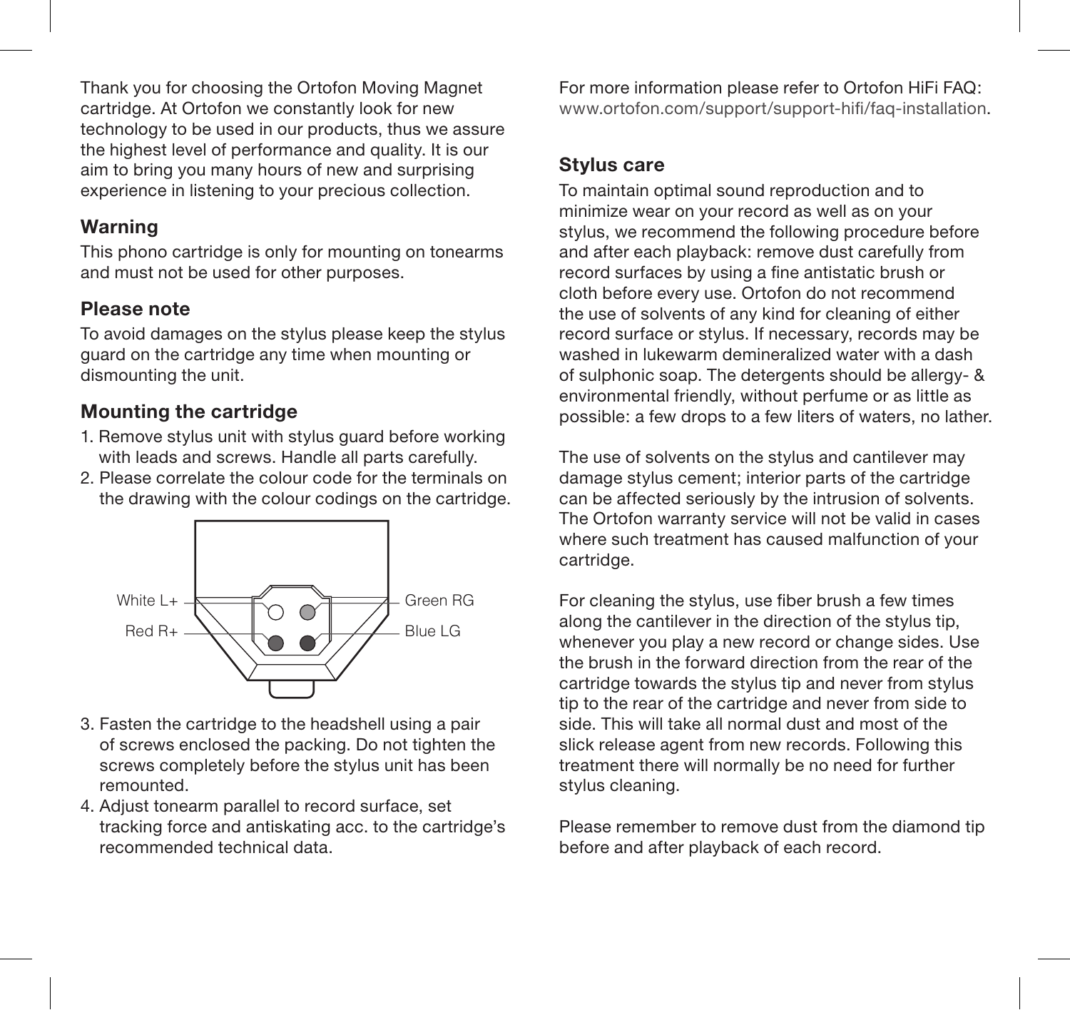Thank you for choosing the Ortofon Moving Magnet cartridge. At Ortofon we constantly look for new technology to be used in our products, thus we assure the highest level of performance and quality. It is our aim to bring you many hours of new and surprising experience in listening to your precious collection.

## Warning

This phono cartridge is only for mounting on tonearms and must not be used for other purposes.

## Please note

To avoid damages on the stylus please keep the stylus guard on the cartridge any time when mounting or dismounting the unit.

## Mounting the cartridge

1. Remove stylus unit with stylus guard before working with leads and screws. Handle all parts carefully.
2. Please correlate the colour code for the terminals on the drawing with the colour codings on the cartridge.

White L+
Green RG
Red R+
Blue LG

3. Fasten the cartridge to the headshell using a pair of screws enclosed the packing. Do not tighten the screws completely before the stylus unit has been remounted.
4. Adjust tonearm parallel to record surface, set tracking force and antiskating acc. to the cartridge's recommended technical data.

For more information please refer to Ortofon HiFi FAQ: www.ortofon.com/support/support-hifi/faq-installation.

## Stylus care

To maintain optimal sound reproduction and to minimize wear on your record as well as on your stylus, we recommend the following procedure before and after each playback: remove dust carefully from record surfaces by using a fine antistatic brush or cloth before every use. Ortofon do not recommend the use of solvents of any kind for cleaning of either record surface or stylus. If necessary, records may be washed in lukewarm demineralized water with a dash of sulphonic soap. The detergents should be allergy- & environmental friendly, without perfume or as little as possible: a few drops to a few liters of waters, no lather.

The use of solvents on the stylus and cantilever may damage stylus cement; interior parts of the cartridge can be affected seriously by the intrusion of solvents. The Ortofon warranty service will not be valid in cases where such treatment has caused malfunction of your cartridge.

For cleaning the stylus, use fiber brush a few times along the cantilever in the direction of the stylus tip, whenever you play a new record or change sides. Use the brush in the forward direction from the rear of the cartridge towards the stylus tip and never from stylus tip to the rear of the cartridge and never from side to side. This will take all normal dust and most of the slick release agent from new records. Following this treatment there will normally be no need for further stylus cleaning.

Please remember to remove dust from the diamond tip before and after playback of each record.